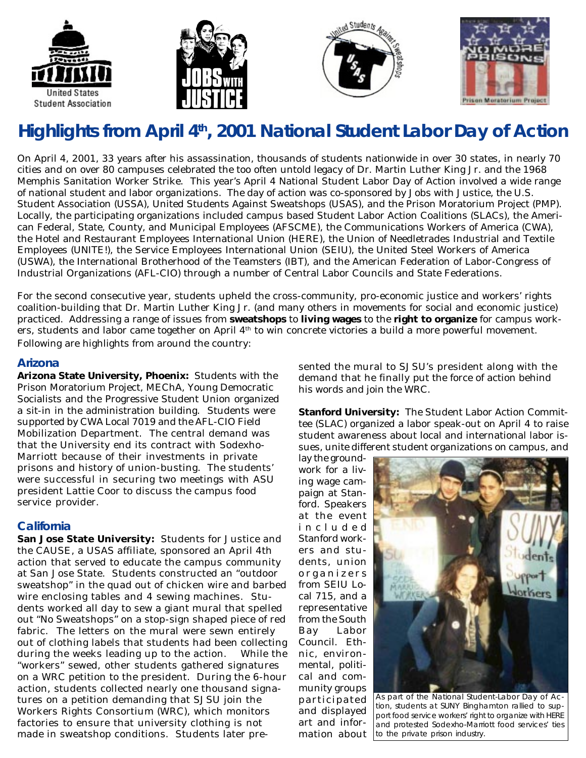# Highlights from April 4th, 2001 National Student Labor Day of Action

On April 4, 2001, 33 years after his assassination, thousands of students nationwide in over 30 states, in nearly 70 cities and on over 80 campuses celebrated the too often untold legacy of Dr. Martin Luther King Jr. and the 1968 Memphis Sanitation Worker Strike. This year's April 4 National Student Labor Day of Action involved a wide range of national student and labor organizations. The day of action was co-sponsored by Jobs with Justice, the U.S. Student Association (USSA), United Students Against Sweatshops (USAS), and the Prison Moratorium Project (PMP). Locally, the participating organizations included campus based Student Labor Action Coalitions (SLACs), the American Federal, State, County, and Municipal Employees (AFSCME), the Communications Workers of America (CWA), the Hotel and Restaurant Employees International Union (HERE), the Union of Needletrades Industrial and Textile Employees (UNITE!), the Service Employees International Union (SEIU), the United Steel Workers of America (USWA), the International Brotherhood of the Teamsters (IBT), and the American Federation of Labor-Congress of Industrial Organizations (AFL-CIO) through a number of Central Labor Councils and State Federations.

For the second consecutive year, students upheld the cross-community, pro-economic justice and workers' rights coalition-building that Dr. Martin Luther King Jr. (and many others in movements for social and economic justice) practiced. Addressing a range of issues from **sweatshops** to **living wages** to the **right to organize** for campus workers, students and labor came together on April 4th to win concrete victories a build a more powerful movement. Following are highlights from around the country:

## Arizona

**Arizona State University, Phoenix:** Students with the Prison Moratorium Project, MEChA, Young Democratic Socialists and the Progressive Student Union organized a sit-in in the administration building. Students were supported by CWA Local 7019 and the AFL-CIO Field Mobilization Department. The central demand was that the University end its contract with Sodexho-Marriott because of their investments in private prisons and history of union-busting. The students' were successful in securing two meetings with ASU president Lattie Coor to discuss the campus food service provider.

## California

**San Jose State University:** Students for Justice and the CAUSE, a USAS affiliate, sponsored an April 4th action that served to educate the campus community at San Jose State. Students constructed an "outdoor sweatshop" in the quad out of chicken wire and barbed wire enclosing tables and 4 sewing machines. Students worked all day to sew a giant mural that spelled out "No Sweatshops" on a stop-sign shaped piece of red fabric. The letters on the mural were sewn entirely out of clothing labels that students had been collecting during the weeks leading up to the action. While the "workers" sewed, other students gathered signatures on a WRC petition to the president. During the 6-hour action, students collected nearly one thousand signatures on a petition demanding that SJSU join the Workers Rights Consortium (WRC), which monitors factories to ensure that university clothing is not made in sweatshop conditions. Students later presented the mural to SJSU's president along with the demand that he finally put the force of action behind his words and join the WRC.

**Stanford University:** The Student Labor Action Committee (SLAC) organized a labor speak-out on April 4 to raise student awareness about local and international labor issues, unite different student organizations on campus, and lay the groundwork for a living wage campaign at Stanford. Speakers at the event included Stanford workers and students, union organizers from SEIU Local 715, and a representative from the South Bay Labor Council. Ethnic, environmental, political and community groups participated and displayed art and information about

As part of the National Student-Labor Day of Action, students at SUNY Binghamton rallied to support food service workers' right to organize with HERE and protested Sodexho-Marriott food services' ties to the private prison industry.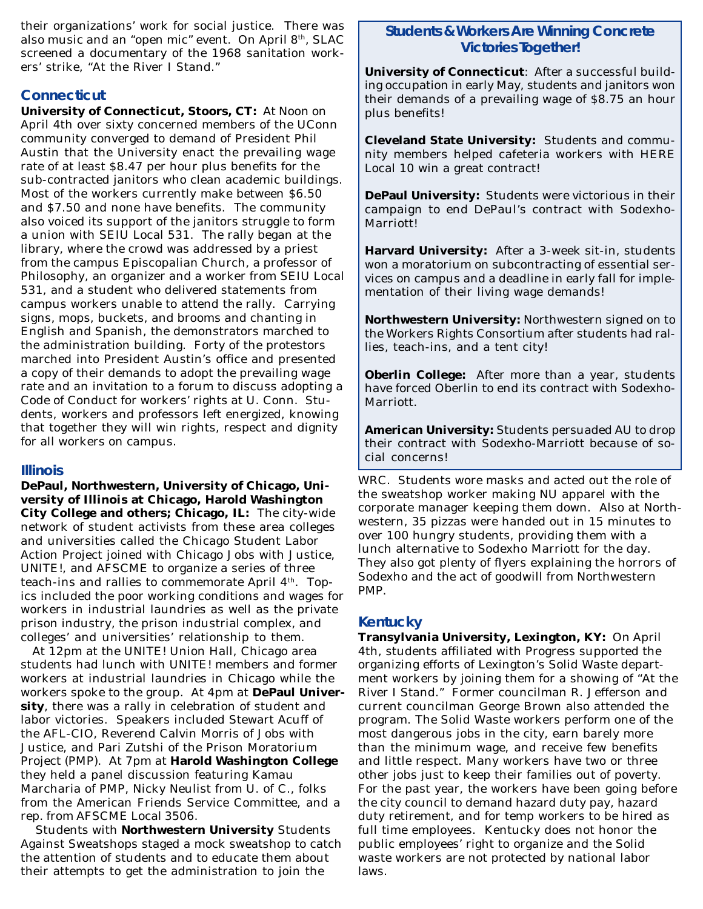their organizations' work for social justice. There was also music and an "open mic" event. On April 8th, SLAC screened a documentary of the 1968 sanitation workers' strike, "At the River I Stand."

## Connecticut

**University of Connecticut, Stoors, CT:** At Noon on April 4th over sixty concerned members of the UConn community converged to demand of President Phil Austin that the University enact the prevailing wage rate of at least $8.47 per hour plus benefits for the sub-contracted janitors who clean academic buildings. Most of the workers currently make between $6.50 and $7.50 and none have benefits. The community also voiced its support of the janitors struggle to form a union with SEIU Local 531. The rally began at the library, where the crowd was addressed by a priest from the campus Episcopalian Church, a professor of Philosophy, an organizer and a worker from SEIU Local 531, and a student who delivered statements from campus workers unable to attend the rally. Carrying signs, mops, buckets, and brooms and chanting in English and Spanish, the demonstrators marched to the administration building. Forty of the protestors marched into President Austin's office and presented a copy of their demands to adopt the prevailing wage rate and an invitation to a forum to discuss adopting a Code of Conduct for workers' rights at U. Conn. Students, workers and professors left energized, knowing that together they will win rights, respect and dignity for all workers on campus.

## Illinois

**DePaul, Northwestern, University of Chicago, University of Illinois at Chicago, Harold Washington City College and others; Chicago, IL:** The city-wide network of student activists from these area colleges and universities called the Chicago Student Labor Action Project joined with Chicago Jobs with Justice, UNITE!, and AFSCME to organize a series of three teach-ins and rallies to commemorate April 4th. Topics included the poor working conditions and wages for workers in industrial laundries as well as the private prison industry, the prison industrial complex, and colleges' and universities' relationship to them.

At 12pm at the UNITE! Union Hall, Chicago area students had lunch with UNITE! members and former workers at industrial laundries in Chicago while the workers spoke to the group. At 4pm at **DePaul University**, there was a rally in celebration of student and labor victories. Speakers included Stewart Acuff of the AFL-CIO, Reverend Calvin Morris of Jobs with Justice, and Pari Zutshi of the Prison Moratorium Project (PMP). At 7pm at **Harold Washington College** they held a panel discussion featuring Kamau Marcharia of PMP, Nicky Neulist from U. of C., folks from the American Friends Service Committee, and a rep. from AFSCME Local 3506.

Students with **Northwestern University** Students Against Sweatshops staged a mock sweatshop to catch the attention of students and to educate them about their attempts to get the administration to join the WRC. Students wore masks and acted out the role of the sweatshop worker making NU apparel with the corporate manager keeping them down. Also at Northwestern, 35 pizzas were handed out in 15 minutes to over 100 hungry students, providing them with a lunch alternative to Sodexho Marriott for the day. They also got plenty of flyers explaining the horrors of Sodexho and the act of goodwill from Northwestern PMP.

## Students & Workers Are Winning Concrete Victories Together!

**University of Connecticut**: After a successful building occupation in early May, students and janitors won their demands of a prevailing wage of $8.75 an hour plus benefits!

**Cleveland State University:** Students and community members helped cafeteria workers with HERE Local 10 win a great contract!

**DePaul University:** Students were victorious in their campaign to end DePaul's contract with Sodexho-Marriott!

**Harvard University:** After a 3-week sit-in, students won a moratorium on subcontracting of essential services on campus and a deadline in early fall for implementation of their living wage demands!

**Northwestern University:** Northwestern signed on to the Workers Rights Consortium after students had rallies, teach-ins, and a tent city!

**Oberlin College:** After more than a year, students have forced Oberlin to end its contract with Sodexho-Marriott.

**American University:** Students persuaded AU to drop their contract with Sodexho-Marriott because of social concerns!

## Kentucky

**Transylvania University, Lexington, KY:** On April 4th, students affiliated with Progress supported the organizing efforts of Lexington's Solid Waste department workers by joining them for a showing of "At the River I Stand." Former councilman R. Jefferson and current councilman George Brown also attended the program. The Solid Waste workers perform one of the most dangerous jobs in the city, earn barely more than the minimum wage, and receive few benefits and little respect. Many workers have two or three other jobs just to keep their families out of poverty. For the past year, the workers have been going before the city council to demand hazard duty pay, hazard duty retirement, and for temp workers to be hired as full time employees. Kentucky does not honor the public employees' right to organize and the Solid waste workers are not protected by national labor laws.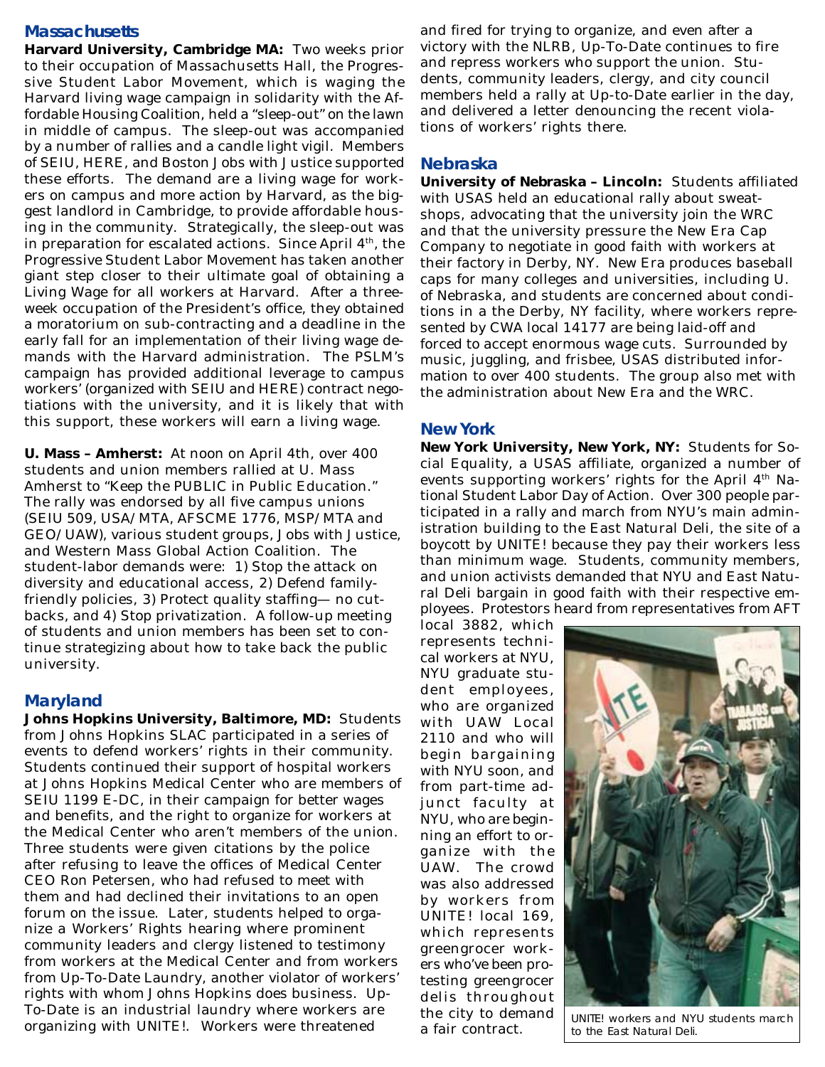## Massachusetts

**Harvard University, Cambridge MA:** Two weeks prior to their occupation of Massachusetts Hall, the Progressive Student Labor Movement, which is waging the Harvard living wage campaign in solidarity with the Affordable Housing Coalition, held a "sleep-out" on the lawn in middle of campus. The sleep-out was accompanied by a number of rallies and a candle light vigil. Members of SEIU, HERE, and Boston Jobs with Justice supported these efforts. The demand are a living wage for workers on campus and more action by Harvard, as the biggest landlord in Cambridge, to provide affordable housing in the community. Strategically, the sleep-out was in preparation for escalated actions. Since April 4th, the Progressive Student Labor Movement has taken another giant step closer to their ultimate goal of obtaining a Living Wage for all workers at Harvard. After a three-week occupation of the President's office, they obtained a moratorium on sub-contracting and a deadline in the early fall for an implementation of their living wage demands with the Harvard administration. The PSLM's campaign has provided additional leverage to campus workers' (organized with SEIU and HERE) contract negotiations with the university, and it is likely that with this support, these workers will earn a living wage.

**U. Mass – Amherst:** At noon on April 4th, over 400 students and union members rallied at U. Mass Amherst to "Keep the PUBLIC in Public Education." The rally was endorsed by all five campus unions (SEIU 509, USA/MTA, AFSCME 1776, MSP/MTA and GEO/UAW), various student groups, Jobs with Justice, and Western Mass Global Action Coalition. The student-labor demands were: 1) Stop the attack on diversity and educational access, 2) Defend family-friendly policies, 3) Protect quality staffing— no cutbacks, and 4) Stop privatization. A follow-up meeting of students and union members has been set to continue strategizing about how to take back the public university.

## Maryland

**Johns Hopkins University, Baltimore, MD:** Students from Johns Hopkins SLAC participated in a series of events to defend workers' rights in their community. Students continued their support of hospital workers at Johns Hopkins Medical Center who are members of SEIU 1199 E-DC, in their campaign for better wages and benefits, and the right to organize for workers at the Medical Center who aren't members of the union. Three students were given citations by the police after refusing to leave the offices of Medical Center CEO Ron Petersen, who had refused to meet with them and had declined their invitations to an open forum on the issue. Later, students helped to organize a Workers' Rights hearing where prominent community leaders and clergy listened to testimony from workers at the Medical Center and from workers from Up-To-Date Laundry, another violator of workers' rights with whom Johns Hopkins does business. Up-To-Date is an industrial laundry where workers are organizing with UNITE!. Workers were threatened and fired for trying to organize, and even after a victory with the NLRB, Up-To-Date continues to fire and repress workers who support the union. Students, community leaders, clergy, and city council members held a rally at Up-to-Date earlier in the day, and delivered a letter denouncing the recent violations of workers' rights there.

## Nebraska

**University of Nebraska – Lincoln:** Students affiliated with USAS held an educational rally about sweatshops, advocating that the university join the WRC and that the university pressure the New Era Cap Company to negotiate in good faith with workers at their factory in Derby, NY. New Era produces baseball caps for many colleges and universities, including U. of Nebraska, and students are concerned about conditions in a the Derby, NY facility, where workers represented by CWA local 14177 are being laid-off and forced to accept enormous wage cuts. Surrounded by music, juggling, and frisbee, USAS distributed information to over 400 students. The group also met with the administration about New Era and the WRC.

## New York

**New York University, New York, NY:** Students for Social Equality, a USAS affiliate, organized a number of events supporting workers' rights for the April 4th National Student Labor Day of Action. Over 300 people participated in a rally and march from NYU's main administration building to the East Natural Deli, the site of a boycott by UNITE! because they pay their workers less than minimum wage. Students, community members, and union activists demanded that NYU and East Natural Deli bargain in good faith with their respective employees. Protestors heard from representatives from AFT local 3882, which represents technical workers at NYU, NYU graduate student employees, who are organized with UAW Local 2110 and who will begin bargaining with NYU soon, and from part-time adjunct faculty at NYU, who are beginning an effort to organize with the UAW. The crowd was also addressed by workers from UNITE! local 169, which represents greengrocer workers who've been protesting greengrocer delis throughout the city to demand a fair contract.

*UNITE! workers and NYU students march to the East Natural Deli.*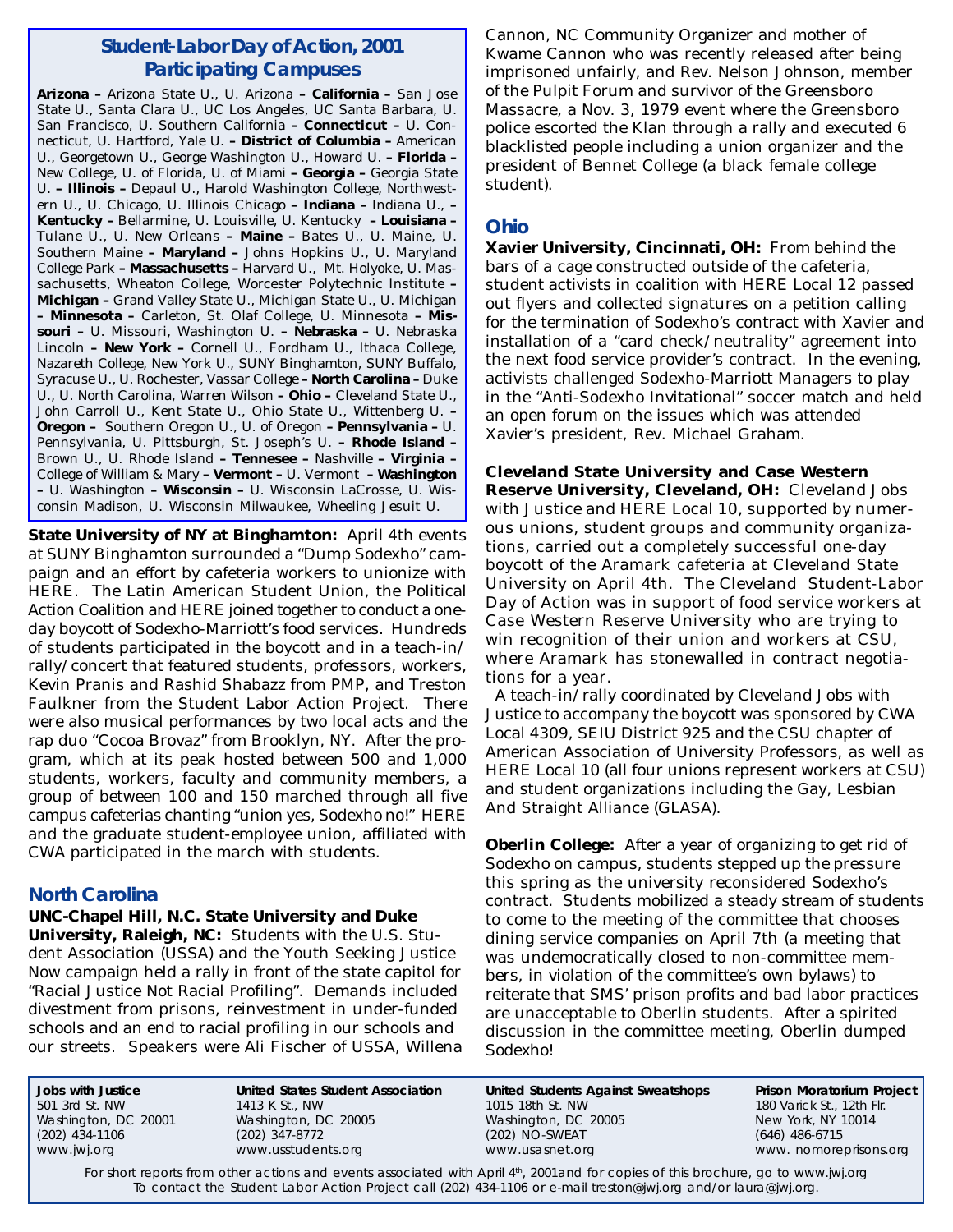## Student-Labor Day of Action, 2001 Participating Campuses

**Arizona –** Arizona State U., U. Arizona **– California –** San Jose State U., Santa Clara U., UC Los Angeles, UC Santa Barbara, U. San Francisco, U. Southern California **– Connecticut –** U. Connecticut, U. Hartford, Yale U. **– District of Columbia –** American U., Georgetown U., George Washington U., Howard U. **– Florida –** New College, U. of Florida, U. of Miami **– Georgia –** Georgia State U. **– Illinois –** Depaul U., Harold Washington College, Northwestern U., U. Chicago, U. Illinois Chicago **– Indiana –** Indiana U., **– Kentucky –** Bellarmine, U. Louisville, U. Kentucky **– Louisiana –** Tulane U., U. New Orleans **– Maine –** Bates U., U. Maine, U. Southern Maine **– Maryland –** Johns Hopkins U., U. Maryland College Park **– Massachusetts –** Harvard U., Mt. Holyoke, U. Massachusetts, Wheaton College, Worcester Polytechnic Institute **– Michigan –** Grand Valley State U., Michigan State U., U. Michigan **– Minnesota –** Carleton, St. Olaf College, U. Minnesota **– Missouri –** U. Missouri, Washington U. **– Nebraska –** U. Nebraska Lincoln **– New York –** Cornell U., Fordham U., Ithaca College, Nazareth College, New York U., SUNY Binghamton, SUNY Buffalo, Syracuse U., U. Rochester, Vassar College **– North Carolina –** Duke U., U. North Carolina, Warren Wilson **– Ohio –** Cleveland State U., John Carroll U., Kent State U., Ohio State U., Wittenberg U. **– Oregon –** Southern Oregon U., U. of Oregon **– Pennsylvania –** U. Pennsylvania, U. Pittsburgh, St. Joseph's U. **– Rhode Island –** Brown U., U. Rhode Island **– Tennesee –** Nashville **– Virginia –** College of William & Mary **– Vermont –** U. Vermont **– Washington –** U. Washington **– Wisconsin –** U. Wisconsin LaCrosse, U. Wisconsin Madison, U. Wisconsin Milwaukee, Wheeling Jesuit U.

**State University of NY at Binghamton:** April 4th events at SUNY Binghamton surrounded a "Dump Sodexho" campaign and an effort by cafeteria workers to unionize with HERE. The Latin American Student Union, the Political Action Coalition and HERE joined together to conduct a one-day boycott of Sodexho-Marriott's food services. Hundreds of students participated in the boycott and in a teach-in/rally/concert that featured students, professors, workers, Kevin Pranis and Rashid Shabazz from PMP, and Treston Faulkner from the Student Labor Action Project. There were also musical performances by two local acts and the rap duo "Cocoa Brovaz" from Brooklyn, NY. After the program, which at its peak hosted between 500 and 1,000 students, workers, faculty and community members, a group of between 100 and 150 marched through all five campus cafeterias chanting "union yes, Sodexho no!" HERE and the graduate student-employee union, affiliated with CWA participated in the march with students.

## North Carolina

**UNC-Chapel Hill, N.C. State University and Duke University, Raleigh, NC:** Students with the U.S. Student Association (USSA) and the Youth Seeking Justice Now campaign held a rally in front of the state capitol for "Racial Justice Not Racial Profiling". Demands included divestment from prisons, reinvestment in under-funded schools and an end to racial profiling in our schools and our streets. Speakers were Ali Fischer of USSA, Willena Cannon, NC Community Organizer and mother of Kwame Cannon who was recently released after being imprisoned unfairly, and Rev. Nelson Johnson, member of the Pulpit Forum and survivor of the Greensboro Massacre, a Nov. 3, 1979 event where the Greensboro police escorted the Klan through a rally and executed 6 blacklisted people including a union organizer and the president of Bennet College (a black female college student).

## Ohio

**Xavier University, Cincinnati, OH:** From behind the bars of a cage constructed outside of the cafeteria, student activists in coalition with HERE Local 12 passed out flyers and collected signatures on a petition calling for the termination of Sodexho's contract with Xavier and installation of a "card check/neutrality" agreement into the next food service provider's contract. In the evening, activists challenged Sodexho-Marriott Managers to play in the "Anti-Sodexho Invitational" soccer match and held an open forum on the issues which was attended Xavier's president, Rev. Michael Graham.

**Cleveland State University and Case Western Reserve University, Cleveland, OH:** Cleveland Jobs with Justice and HERE Local 10, supported by numerous unions, student groups and community organizations, carried out a completely successful one-day boycott of the Aramark cafeteria at Cleveland State University on April 4th. The Cleveland Student-Labor Day of Action was in support of food service workers at Case Western Reserve University who are trying to win recognition of their union and workers at CSU, where Aramark has stonewalled in contract negotiations for a year.

A teach-in/rally coordinated by Cleveland Jobs with Justice to accompany the boycott was sponsored by CWA Local 4309, SEIU District 925 and the CSU chapter of American Association of University Professors, as well as HERE Local 10 (all four unions represent workers at CSU) and student organizations including the Gay, Lesbian And Straight Alliance (GLASA).

**Oberlin College:** After a year of organizing to get rid of Sodexho on campus, students stepped up the pressure this spring as the university reconsidered Sodexho's contract. Students mobilized a steady stream of students to come to the meeting of the committee that chooses dining service companies on April 7th (a meeting that was undemocratically closed to non-committee members, in violation of the committee's own bylaws) to reiterate that SMS' prison profits and bad labor practices are unacceptable to Oberlin students. After a spirited discussion in the committee meeting, Oberlin dumped Sodexho!

**Jobs with Justice**
501 3rd St. NW
Washington, DC 20001
(202) 434-1106
www.jwj.org

**United States Student Association**
1413 K St., NW
Washington, DC 20005
(202) 347-8772
www.usstudents.org

**United Students Against Sweatshops**
1015 18th St. NW
Washington, DC 20005
(202) NO-SWEAT
www.usasnet.org

**Prison Moratorium Project**
180 Varick St., 12th Flr.
New York, NY 10014
(646) 486-6715
www. nomoreprisons.org

*For short reports from other actions and events associated with April 4th, 2001and for copies of this brochure, go to www.jwj.org*
*To contact the Student Labor Action Project call (202) 434-1106 or e-mail treston@jwj.org and/or laura@jwj.org.*